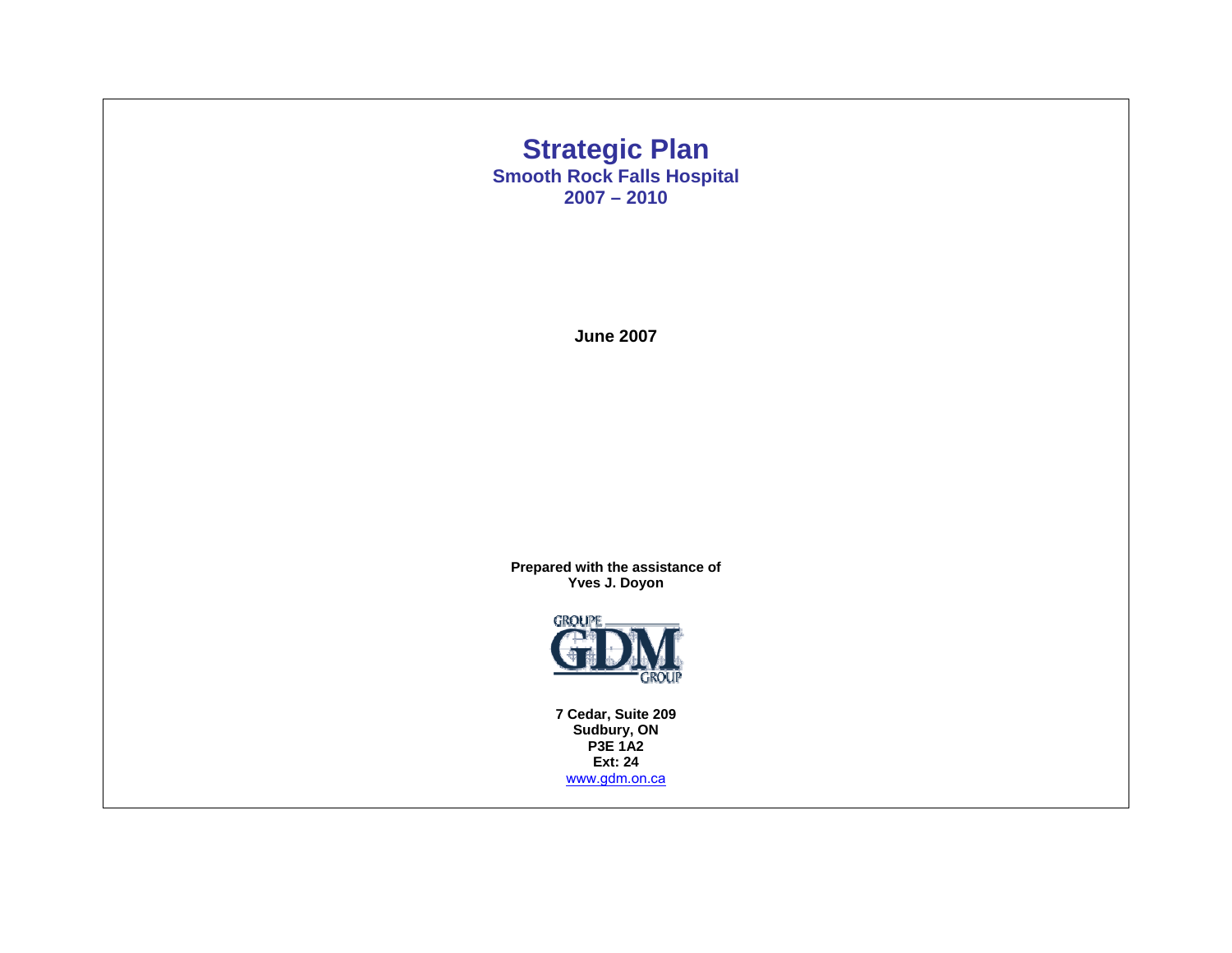# Strategic Plan

## Smooth Rock Falls Hospital

## 2007 – 2010

**June 2007**

**Prepared with the assistance of**
**Yves J. Doyon**

GROUPE GDM GROUP

**7 Cedar, Suite 209**
**Sudbury, ON**
**P3E 1A2**
**Ext: 24**
www.gdm.on.ca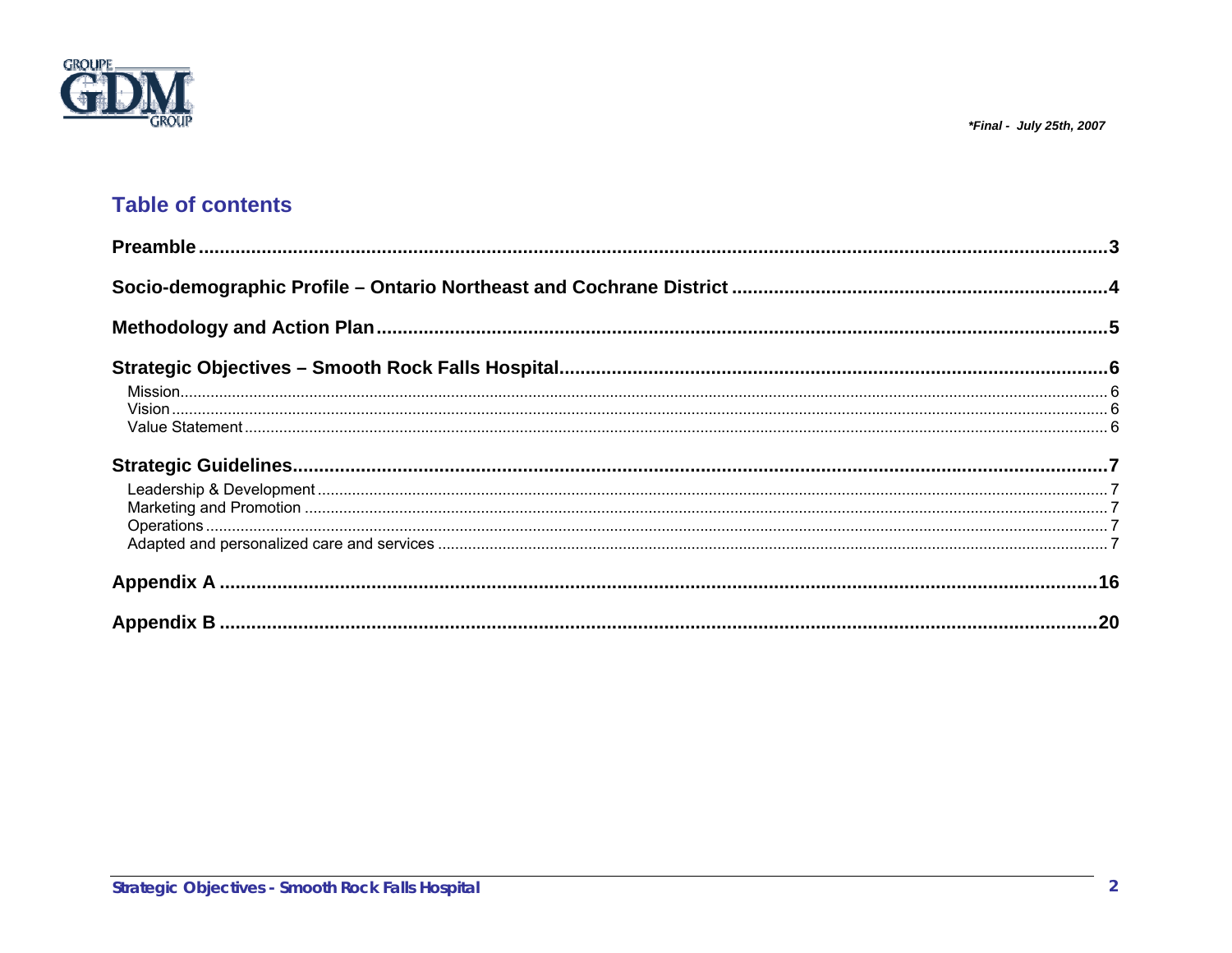*Final - July 25th, 2007*

## Table of contents

**Preamble** .......... **3**

**Socio-demographic Profile – Ontario Northeast and Cochrane District** .......... **4**

**Methodology and Action Plan** .......... **5**

**Strategic Objectives – Smooth Rock Falls Hospital** .......... **6**

- Mission .......... 6
- Vision .......... 6
- Value Statement .......... 6

**Strategic Guidelines** .......... **7**

- Leadership & Development .......... 7
- Marketing and Promotion .......... 7
- Operations .......... 7
- Adapted and personalized care and services .......... 7

**Appendix A** .......... **16**

**Appendix B** .......... **20**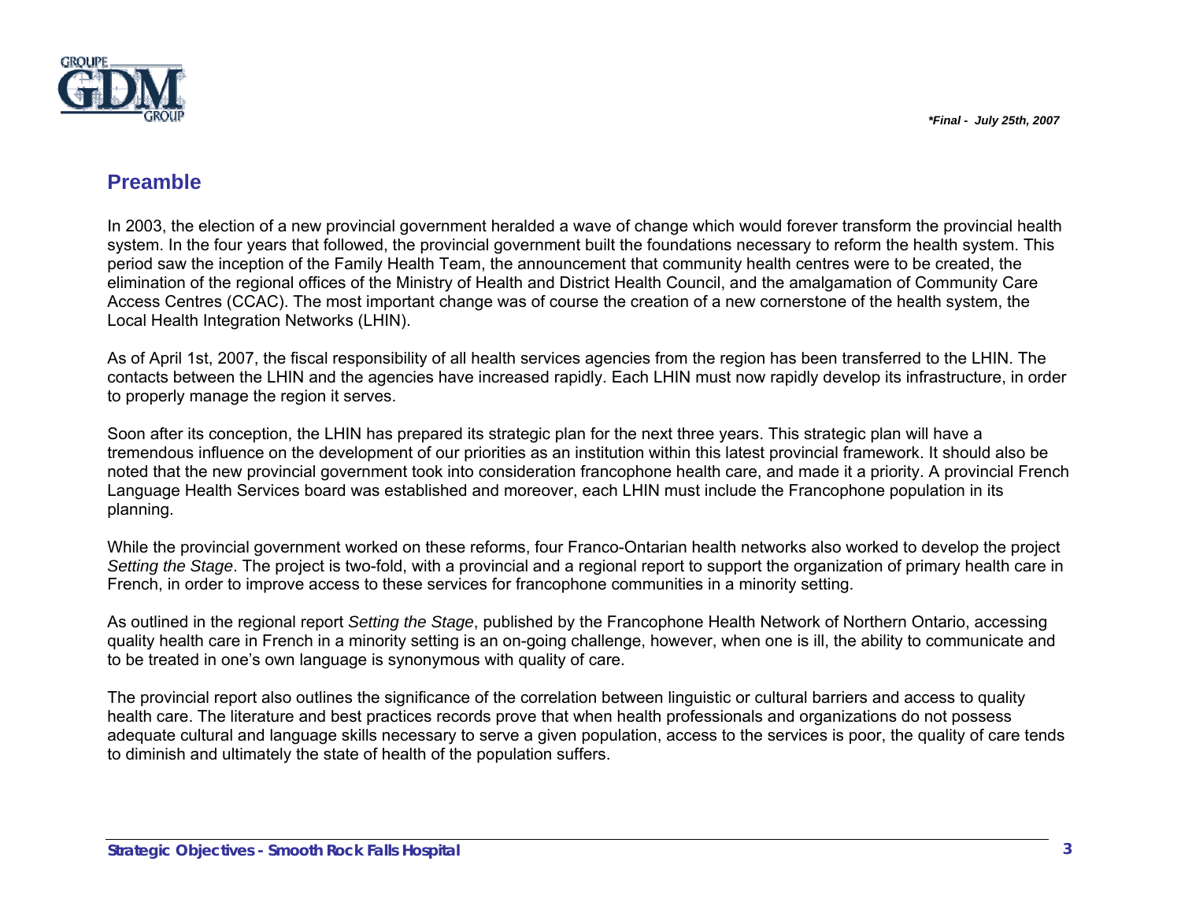## Preamble

In 2003, the election of a new provincial government heralded a wave of change which would forever transform the provincial health system. In the four years that followed, the provincial government built the foundations necessary to reform the health system. This period saw the inception of the Family Health Team, the announcement that community health centres were to be created, the elimination of the regional offices of the Ministry of Health and District Health Council, and the amalgamation of Community Care Access Centres (CCAC). The most important change was of course the creation of a new cornerstone of the health system, the Local Health Integration Networks (LHIN).

As of April 1st, 2007, the fiscal responsibility of all health services agencies from the region has been transferred to the LHIN. The contacts between the LHIN and the agencies have increased rapidly. Each LHIN must now rapidly develop its infrastructure, in order to properly manage the region it serves.

Soon after its conception, the LHIN has prepared its strategic plan for the next three years. This strategic plan will have a tremendous influence on the development of our priorities as an institution within this latest provincial framework. It should also be noted that the new provincial government took into consideration francophone health care, and made it a priority. A provincial French Language Health Services board was established and moreover, each LHIN must include the Francophone population in its planning.

While the provincial government worked on these reforms, four Franco-Ontarian health networks also worked to develop the project *Setting the Stage*. The project is two-fold, with a provincial and a regional report to support the organization of primary health care in French, in order to improve access to these services for francophone communities in a minority setting.

As outlined in the regional report *Setting the Stage*, published by the Francophone Health Network of Northern Ontario, accessing quality health care in French in a minority setting is an on-going challenge, however, when one is ill, the ability to communicate and to be treated in one's own language is synonymous with quality of care.

The provincial report also outlines the significance of the correlation between linguistic or cultural barriers and access to quality health care. The literature and best practices records prove that when health professionals and organizations do not possess adequate cultural and language skills necessary to serve a given population, access to the services is poor, the quality of care tends to diminish and ultimately the state of health of the population suffers.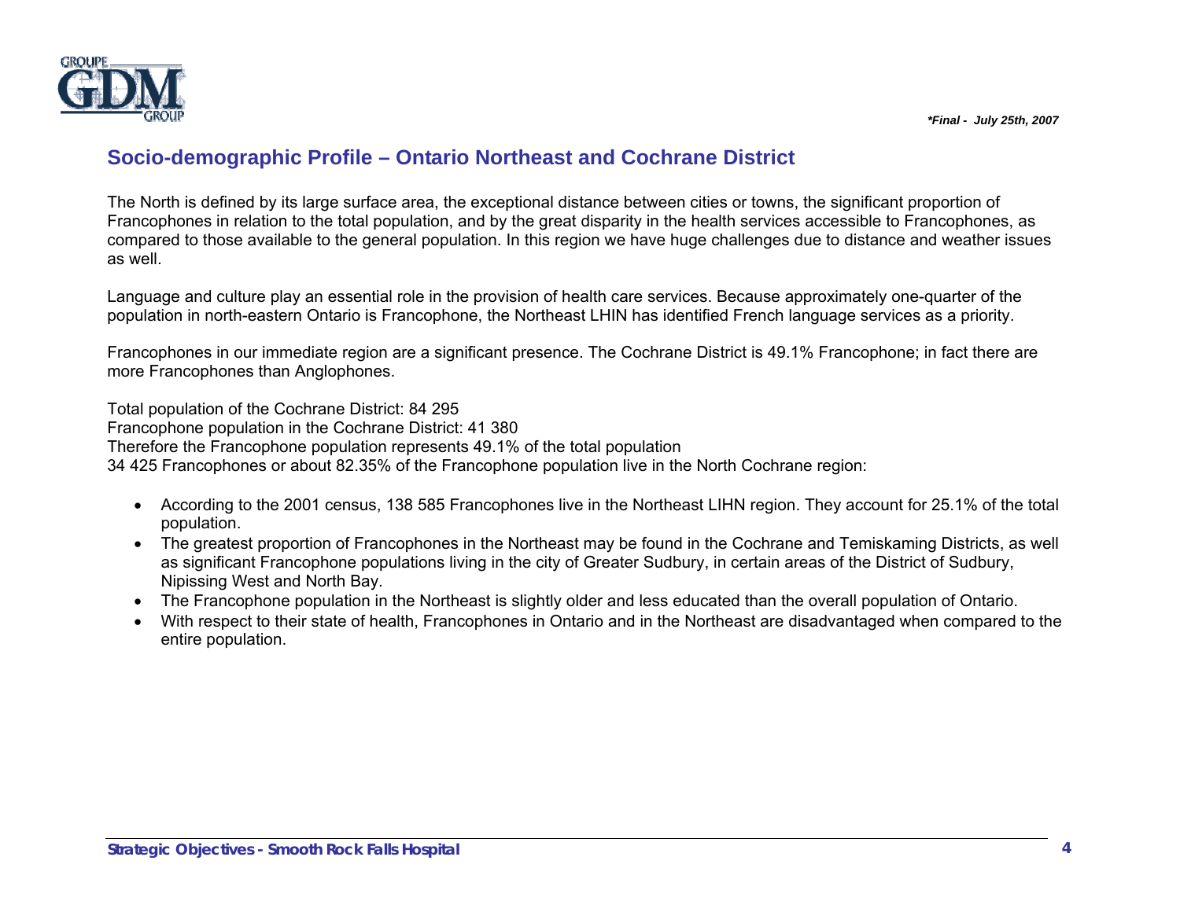## Socio-demographic Profile – Ontario Northeast and Cochrane District

The North is defined by its large surface area, the exceptional distance between cities or towns, the significant proportion of Francophones in relation to the total population, and by the great disparity in the health services accessible to Francophones, as compared to those available to the general population. In this region we have huge challenges due to distance and weather issues as well.

Language and culture play an essential role in the provision of health care services. Because approximately one-quarter of the population in north-eastern Ontario is Francophone, the Northeast LHIN has identified French language services as a priority.

Francophones in our immediate region are a significant presence. The Cochrane District is 49.1% Francophone; in fact there are more Francophones than Anglophones.

Total population of the Cochrane District: 84 295
Francophone population in the Cochrane District: 41 380
Therefore the Francophone population represents 49.1% of the total population
34 425 Francophones or about 82.35% of the Francophone population live in the North Cochrane region:

- According to the 2001 census, 138 585 Francophones live in the Northeast LIHN region. They account for 25.1% of the total population.
- The greatest proportion of Francophones in the Northeast may be found in the Cochrane and Temiskaming Districts, as well as significant Francophone populations living in the city of Greater Sudbury, in certain areas of the District of Sudbury, Nipissing West and North Bay.
- The Francophone population in the Northeast is slightly older and less educated than the overall population of Ontario.
- With respect to their state of health, Francophones in Ontario and in the Northeast are disadvantaged when compared to the entire population.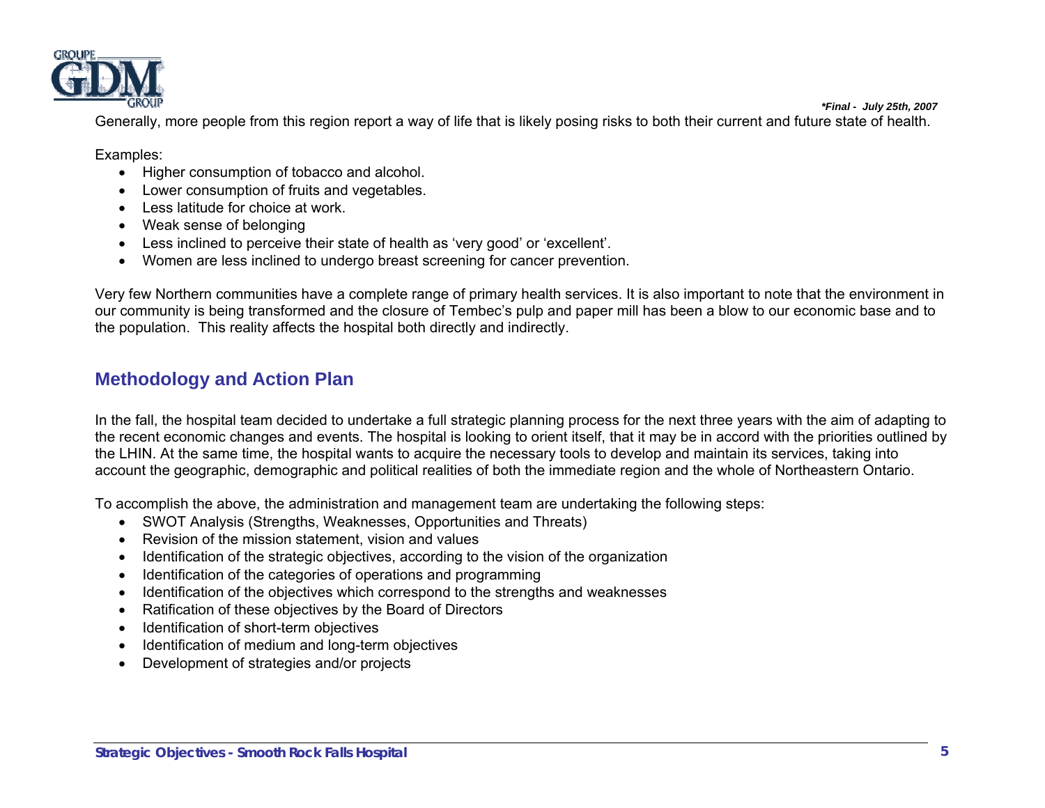Generally, more people from this region report a way of life that is likely posing risks to both their current and future state of health.

Examples:

- Higher consumption of tobacco and alcohol.
- Lower consumption of fruits and vegetables.
- Less latitude for choice at work.
- Weak sense of belonging
- Less inclined to perceive their state of health as 'very good' or 'excellent'.
- Women are less inclined to undergo breast screening for cancer prevention.

Very few Northern communities have a complete range of primary health services. It is also important to note that the environment in our community is being transformed and the closure of Tembec's pulp and paper mill has been a blow to our economic base and to the population. This reality affects the hospital both directly and indirectly.

## Methodology and Action Plan

In the fall, the hospital team decided to undertake a full strategic planning process for the next three years with the aim of adapting to the recent economic changes and events. The hospital is looking to orient itself, that it may be in accord with the priorities outlined by the LHIN. At the same time, the hospital wants to acquire the necessary tools to develop and maintain its services, taking into account the geographic, demographic and political realities of both the immediate region and the whole of Northeastern Ontario.

To accomplish the above, the administration and management team are undertaking the following steps:

- SWOT Analysis (Strengths, Weaknesses, Opportunities and Threats)
- Revision of the mission statement, vision and values
- Identification of the strategic objectives, according to the vision of the organization
- Identification of the categories of operations and programming
- Identification of the objectives which correspond to the strengths and weaknesses
- Ratification of these objectives by the Board of Directors
- Identification of short-term objectives
- Identification of medium and long-term objectives
- Development of strategies and/or projects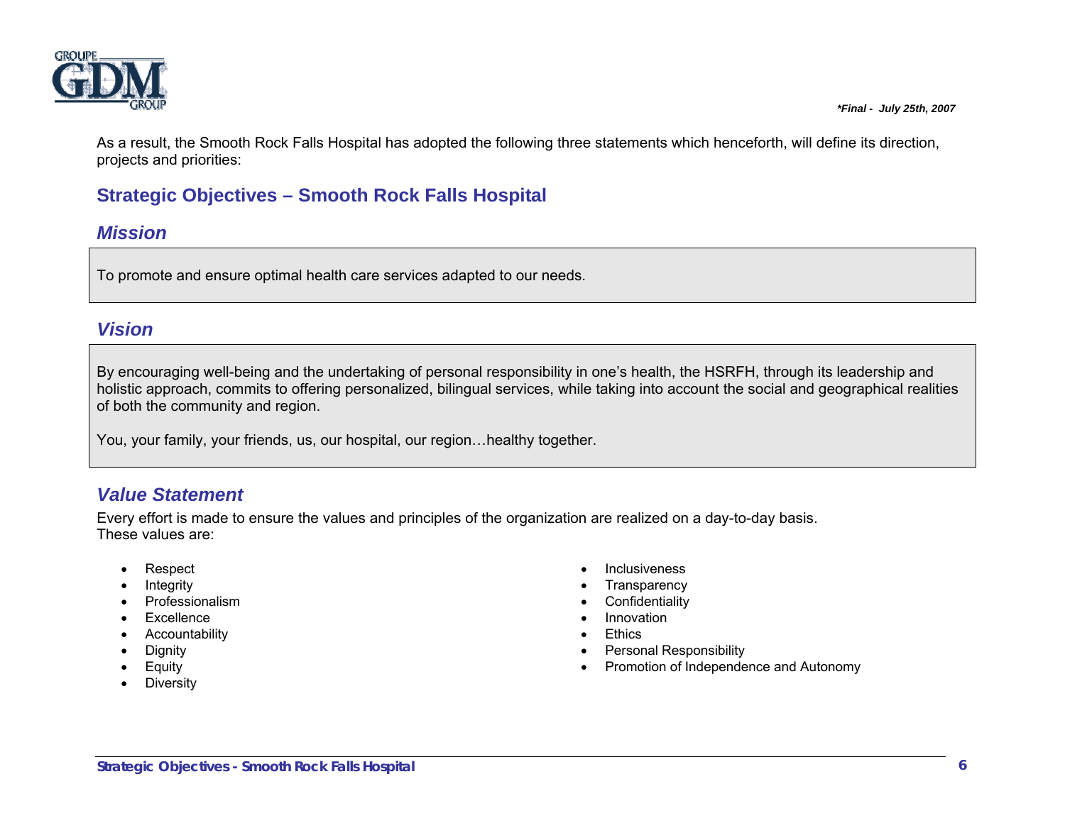As a result, the Smooth Rock Falls Hospital has adopted the following three statements which henceforth, will define its direction, projects and priorities:

## Strategic Objectives – Smooth Rock Falls Hospital

### *Mission*

To promote and ensure optimal health care services adapted to our needs.

### *Vision*

By encouraging well-being and the undertaking of personal responsibility in one's health, the HSRFH, through its leadership and holistic approach, commits to offering personalized, bilingual services, while taking into account the social and geographical realities of both the community and region.

You, your family, your friends, us, our hospital, our region…healthy together.

### *Value Statement*

Every effort is made to ensure the values and principles of the organization are realized on a day-to-day basis.
These values are:

- Respect
- Integrity
- Professionalism
- Excellence
- Accountability
- Dignity
- Equity
- Diversity
- Inclusiveness
- Transparency
- Confidentiality
- Innovation
- Ethics
- Personal Responsibility
- Promotion of Independence and Autonomy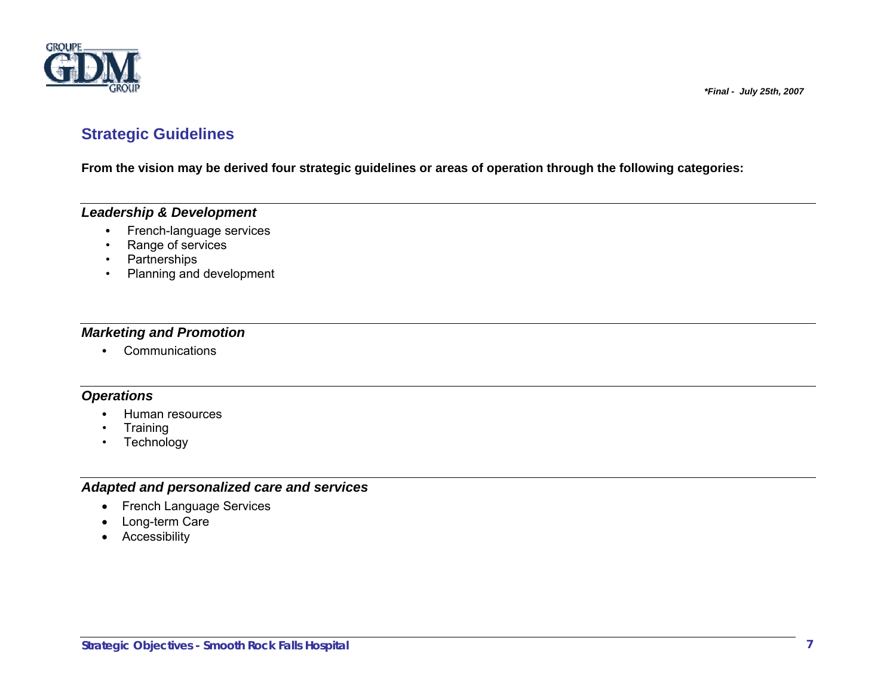## Strategic Guidelines

**From the vision may be derived four strategic guidelines or areas of operation through the following categories:**

***Leadership & Development***

- French-language services
- Range of services
- Partnerships
- Planning and development

***Marketing and Promotion***

- Communications

***Operations***

- Human resources
- Training
- Technology

***Adapted and personalized care and services***

- French Language Services
- Long-term Care
- Accessibility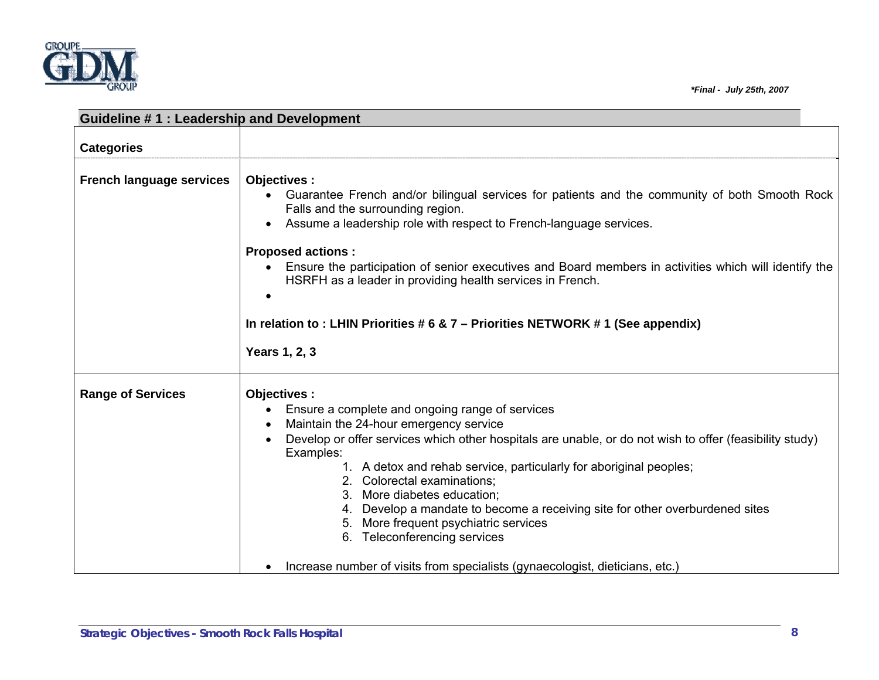## Guideline # 1 : Leadership and Development

| Categories | |
|---|---|
| **French language services** | **Objectives :**<br>• Guarantee French and/or bilingual services for patients and the community of both Smooth Rock Falls and the surrounding region.<br>• Assume a leadership role with respect to French-language services.<br><br>**Proposed actions :**<br>• Ensure the participation of senior executives and Board members in activities which will identify the HSRFH as a leader in providing health services in French.<br>•<br><br>**In relation to : LHIN Priorities # 6 & 7 – Priorities NETWORK # 1 (See appendix)**<br><br>**Years 1, 2, 3** |
| **Range of Services** | **Objectives :**<br>• Ensure a complete and ongoing range of services<br>• Maintain the 24-hour emergency service<br>• Develop or offer services which other hospitals are unable, or do not wish to offer (feasibility study) Examples:<br>1. A detox and rehab service, particularly for aboriginal peoples;<br>2. Colorectal examinations;<br>3. More diabetes education;<br>4. Develop a mandate to become a receiving site for other overburdened sites<br>5. More frequent psychiatric services<br>6. Teleconferencing services<br><br>• Increase number of visits from specialists (gynaecologist, dieticians, etc.) |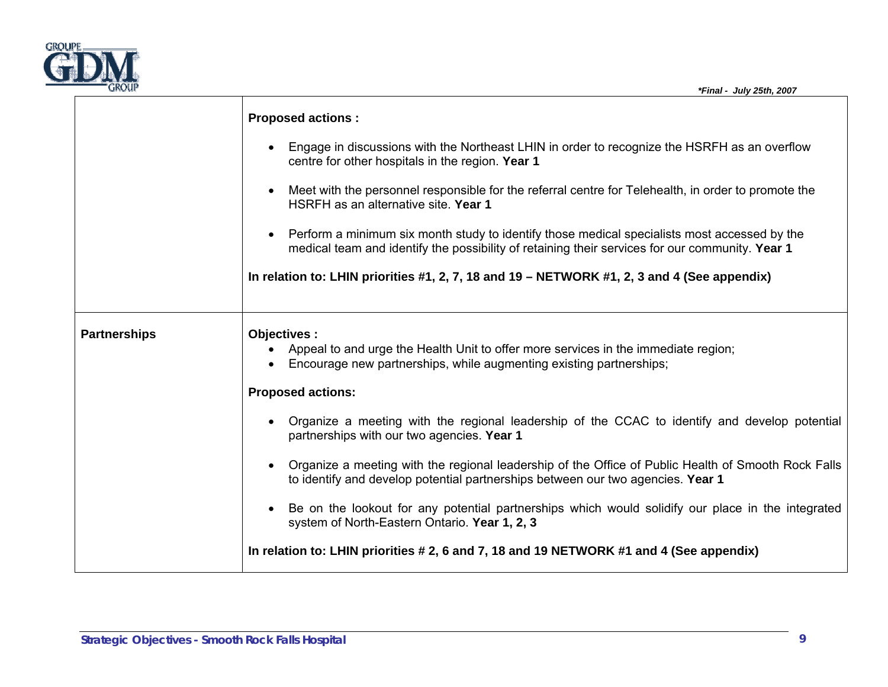| | |
|---|---|
| | **Proposed actions :**<br><br>• Engage in discussions with the Northeast LHIN in order to recognize the HSRFH as an overflow centre for other hospitals in the region. **Year 1**<br><br>• Meet with the personnel responsible for the referral centre for Telehealth, in order to promote the HSRFH as an alternative site. **Year 1**<br><br>• Perform a minimum six month study to identify those medical specialists most accessed by the medical team and identify the possibility of retaining their services for our community. **Year 1**<br><br>**In relation to: LHIN priorities #1, 2, 7, 18 and 19 – NETWORK #1, 2, 3 and 4 (See appendix)** |
| **Partnerships** | **Objectives :**<br>• Appeal to and urge the Health Unit to offer more services in the immediate region;<br>• Encourage new partnerships, while augmenting existing partnerships;<br><br>**Proposed actions:**<br><br>• Organize a meeting with the regional leadership of the CCAC to identify and develop potential partnerships with our two agencies. **Year 1**<br><br>• Organize a meeting with the regional leadership of the Office of Public Health of Smooth Rock Falls to identify and develop potential partnerships between our two agencies. **Year 1**<br><br>• Be on the lookout for any potential partnerships which would solidify our place in the integrated system of North-Eastern Ontario. **Year 1, 2, 3**<br><br>**In relation to: LHIN priorities # 2, 6 and 7, 18 and 19 NETWORK #1 and 4 (See appendix)** |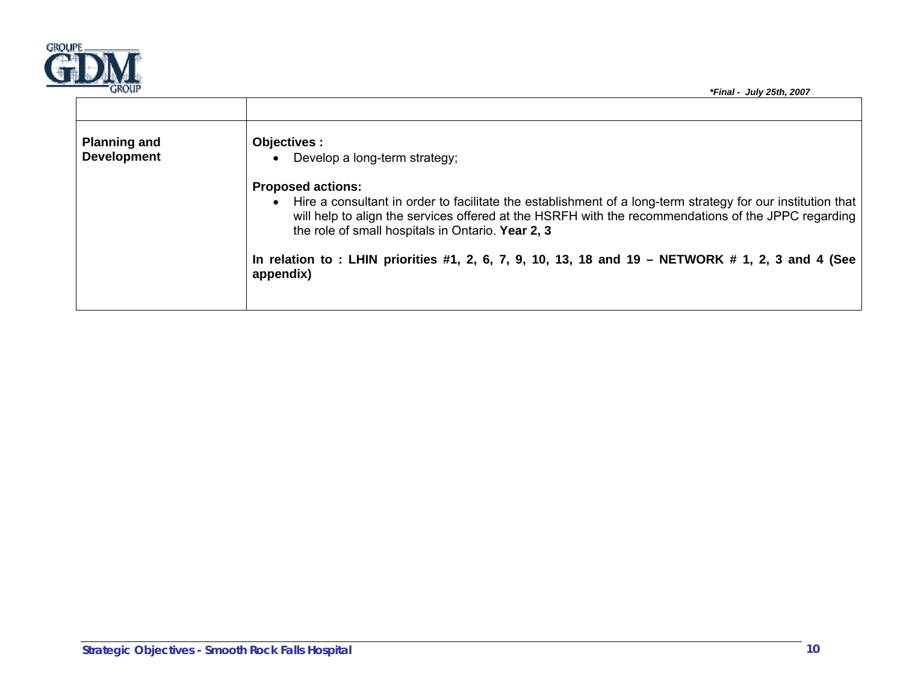| | |
|---|---|
| **Planning and Development** | **Objectives :**<br>• Develop a long-term strategy;<br><br>**Proposed actions:**<br>• Hire a consultant in order to facilitate the establishment of a long-term strategy for our institution that will help to align the services offered at the HSRFH with the recommendations of the JPPC regarding the role of small hospitals in Ontario. **Year 2, 3**<br><br>**In relation to : LHIN priorities #1, 2, 6, 7, 9, 10, 13, 18 and 19 – NETWORK # 1, 2, 3 and 4 (See appendix)** |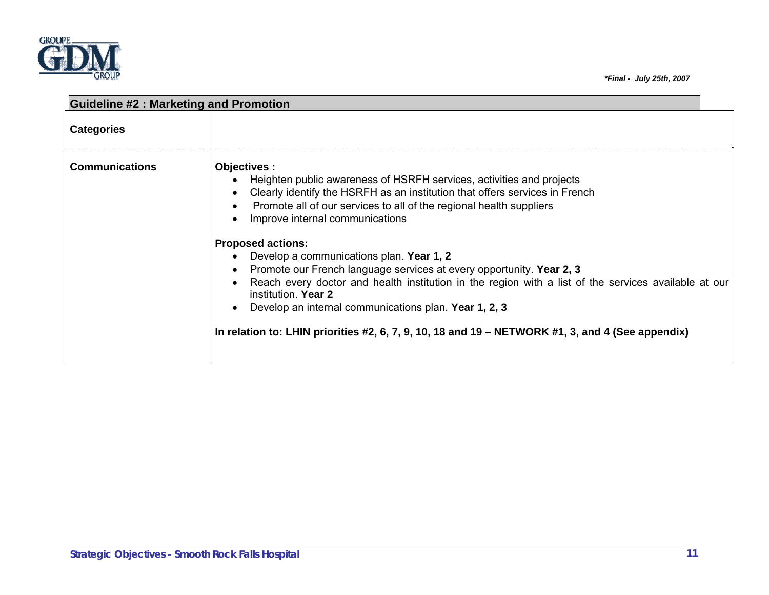## Guideline #2 : Marketing and Promotion

| Categories | |
|---|---|
| **Communications** | **Objectives :**<br>• Heighten public awareness of HSRFH services, activities and projects<br>• Clearly identify the HSRFH as an institution that offers services in French<br>• Promote all of our services to all of the regional health suppliers<br>• Improve internal communications<br><br>**Proposed actions:**<br>• Develop a communications plan. **Year 1, 2**<br>• Promote our French language services at every opportunity. **Year 2, 3**<br>• Reach every doctor and health institution in the region with a list of the services available at our institution. **Year 2**<br>• Develop an internal communications plan. **Year 1, 2, 3**<br><br>**In relation to: LHIN priorities #2, 6, 7, 9, 10, 18 and 19 – NETWORK #1, 3, and 4 (See appendix)** |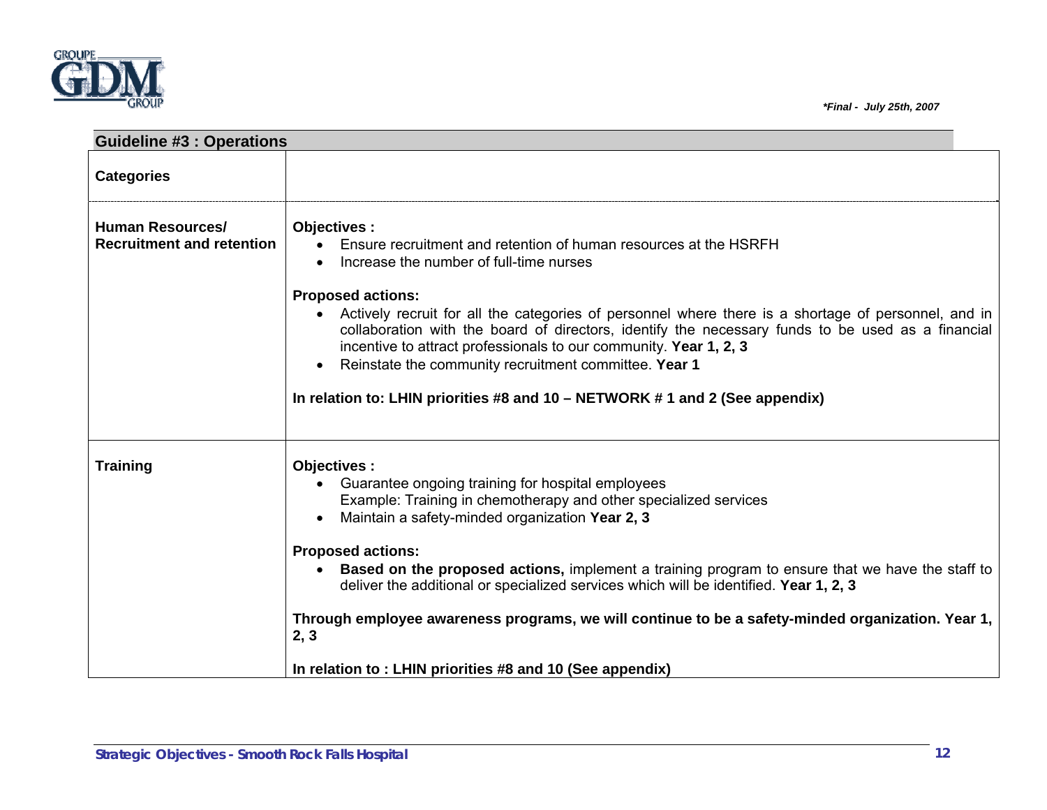## Guideline #3 : Operations

| Categories | |
|---|---|
| **Human Resources/ Recruitment and retention** | **Objectives :**<br>• Ensure recruitment and retention of human resources at the HSRFH<br>• Increase the number of full-time nurses<br><br>**Proposed actions:**<br>• Actively recruit for all the categories of personnel where there is a shortage of personnel, and in collaboration with the board of directors, identify the necessary funds to be used as a financial incentive to attract professionals to our community. **Year 1, 2, 3**<br>• Reinstate the community recruitment committee. **Year 1**<br><br>**In relation to: LHIN priorities #8 and 10 – NETWORK # 1 and 2 (See appendix)** |
| **Training** | **Objectives :**<br>• Guarantee ongoing training for hospital employees<br>Example: Training in chemotherapy and other specialized services<br>• Maintain a safety-minded organization **Year 2, 3**<br><br>**Proposed actions:**<br>• **Based on the proposed actions,** implement a training program to ensure that we have the staff to deliver the additional or specialized services which will be identified. **Year 1, 2, 3**<br><br>**Through employee awareness programs, we will continue to be a safety-minded organization. Year 1, 2, 3**<br><br>**In relation to : LHIN priorities #8 and 10 (See appendix)** |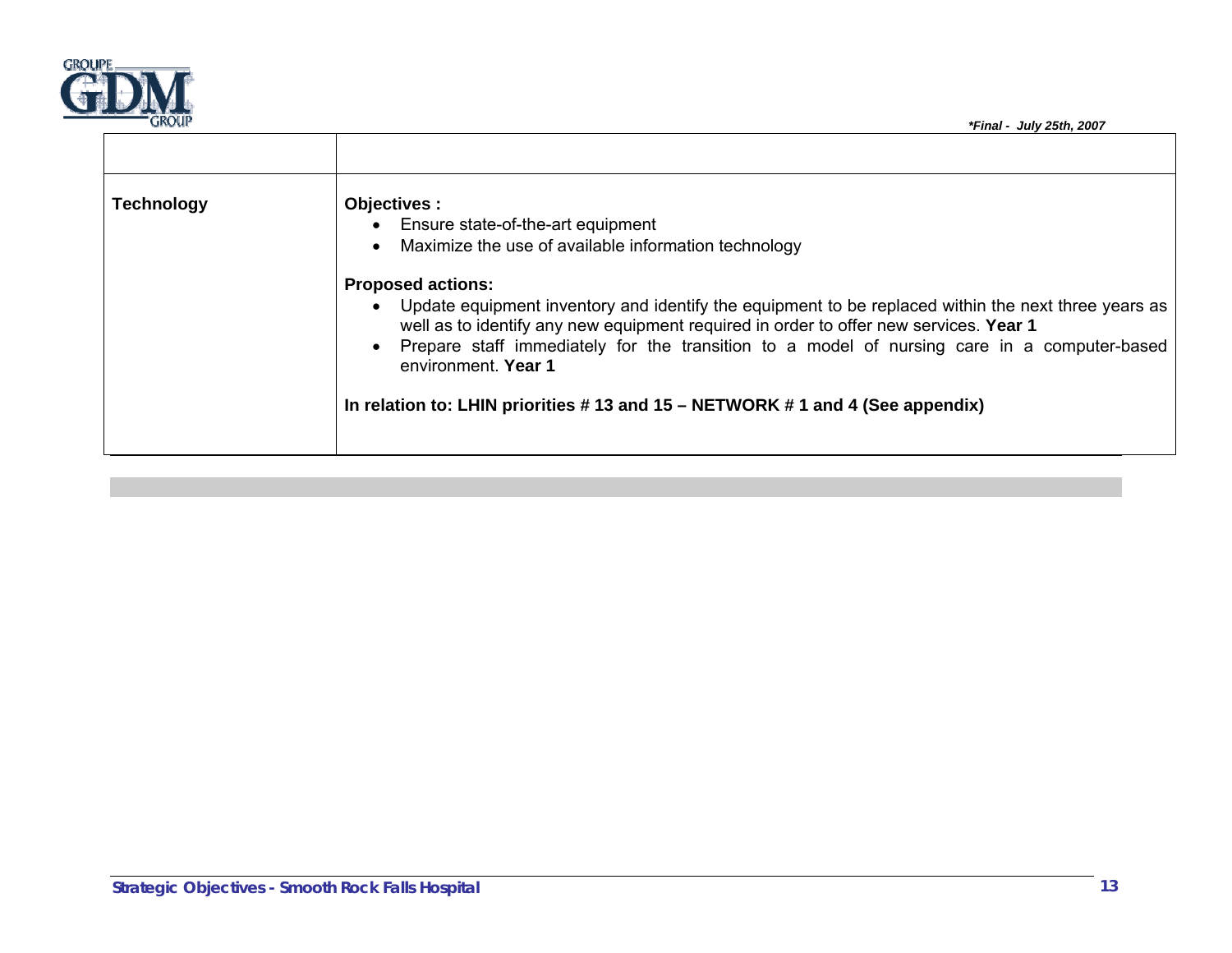| | |
|---|---|
| **Technology** | **Objectives :**<br>• Ensure state-of-the-art equipment<br>• Maximize the use of available information technology<br><br>**Proposed actions:**<br>• Update equipment inventory and identify the equipment to be replaced within the next three years as well as to identify any new equipment required in order to offer new services. **Year 1**<br>• Prepare staff immediately for the transition to a model of nursing care in a computer-based environment. **Year 1**<br><br>**In relation to: LHIN priorities # 13 and 15 – NETWORK # 1 and 4 (See appendix)** |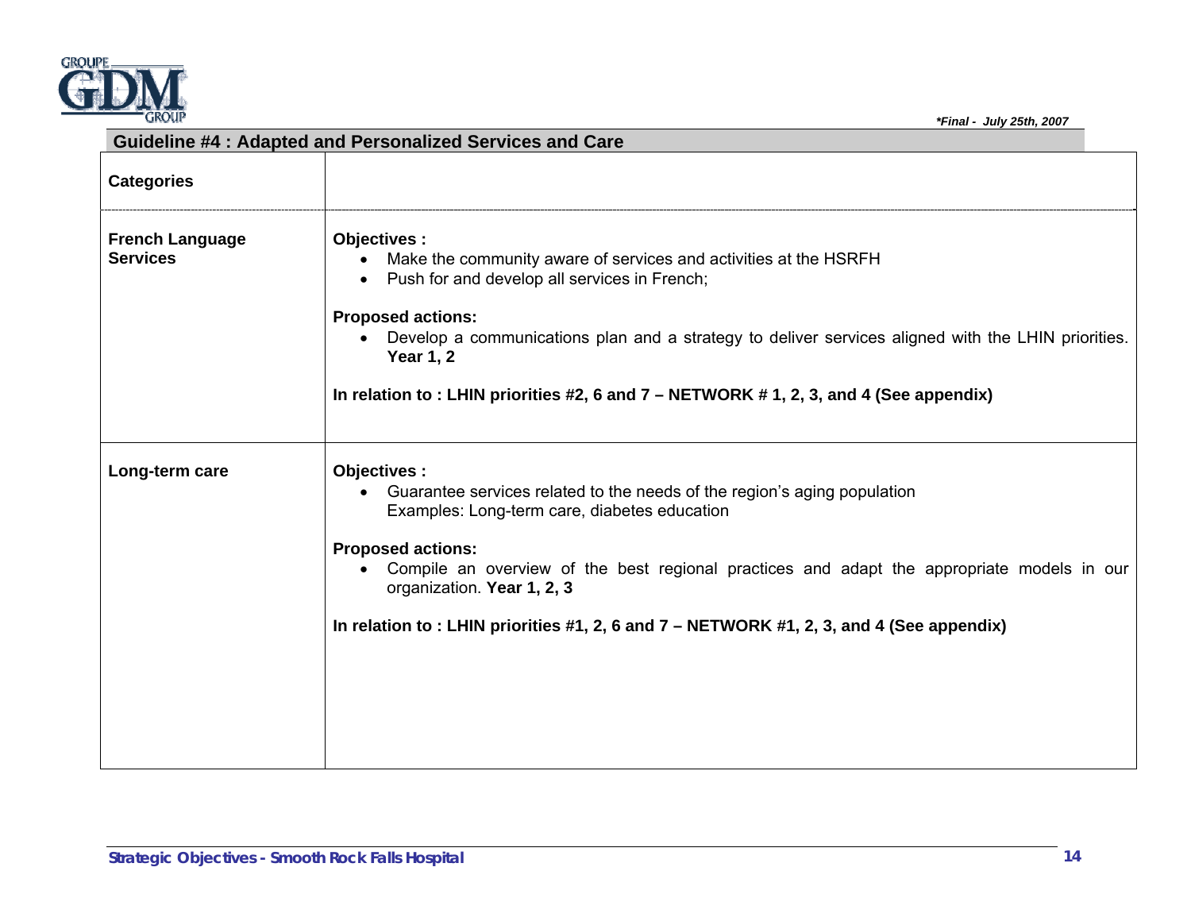## Guideline #4 : Adapted and Personalized Services and Care

| Categories | |
|---|---|
| **French Language Services** | **Objectives :**<br>• Make the community aware of services and activities at the HSRFH<br>• Push for and develop all services in French;<br><br>**Proposed actions:**<br>• Develop a communications plan and a strategy to deliver services aligned with the LHIN priorities. **Year 1, 2**<br><br>**In relation to : LHIN priorities #2, 6 and 7 – NETWORK # 1, 2, 3, and 4 (See appendix)** |
| **Long-term care** | **Objectives :**<br>• Guarantee services related to the needs of the region's aging population<br>Examples: Long-term care, diabetes education<br><br>**Proposed actions:**<br>• Compile an overview of the best regional practices and adapt the appropriate models in our organization. **Year 1, 2, 3**<br><br>**In relation to : LHIN priorities #1, 2, 6 and 7 – NETWORK #1, 2, 3, and 4 (See appendix)** |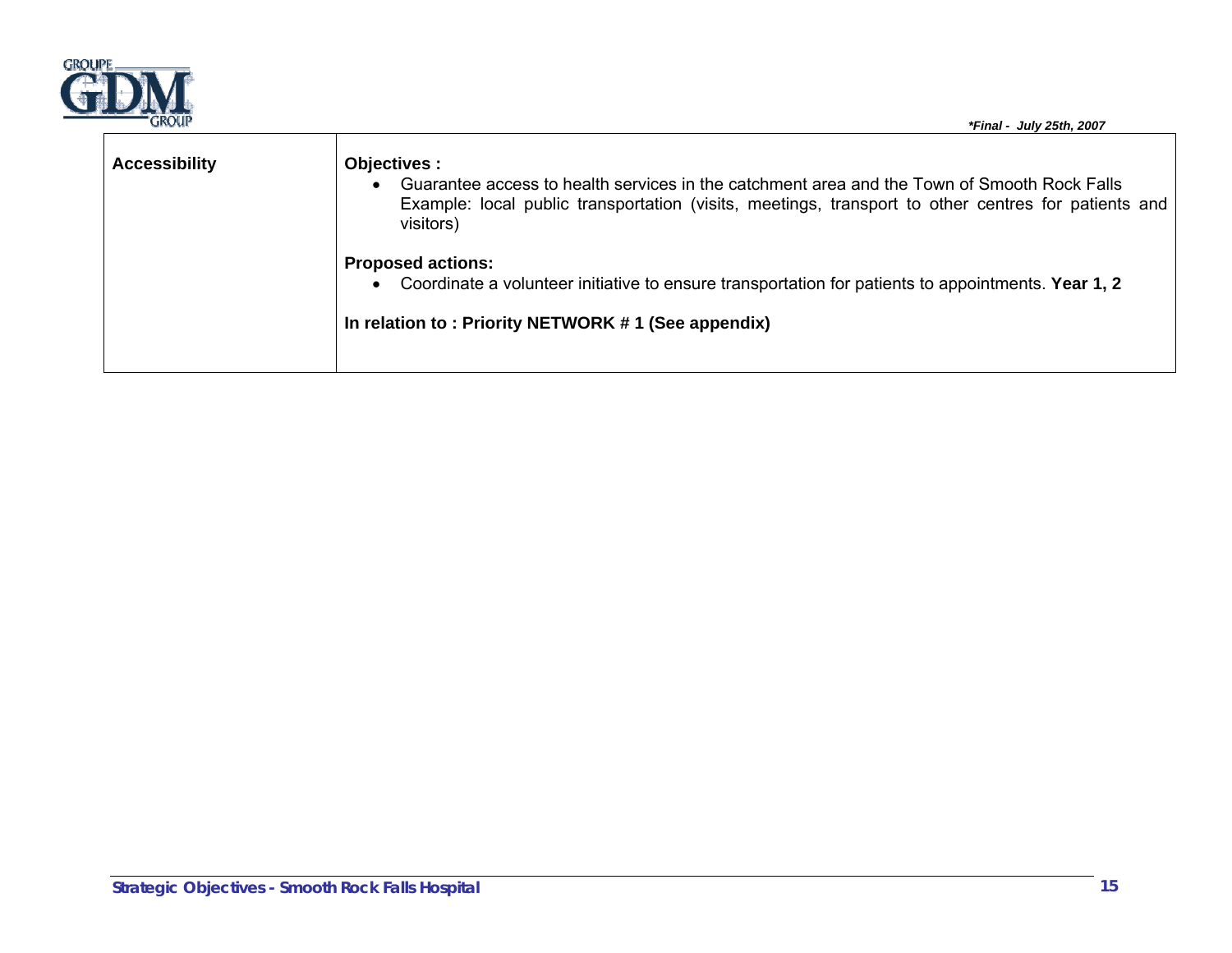| Accessibility | **Objectives :**<br>• Guarantee access to health services in the catchment area and the Town of Smooth Rock Falls Example: local public transportation (visits, meetings, transport to other centres for patients and visitors)<br><br>**Proposed actions:**<br>• Coordinate a volunteer initiative to ensure transportation for patients to appointments. **Year 1, 2**<br><br>**In relation to : Priority NETWORK # 1 (See appendix)** |
|---|---|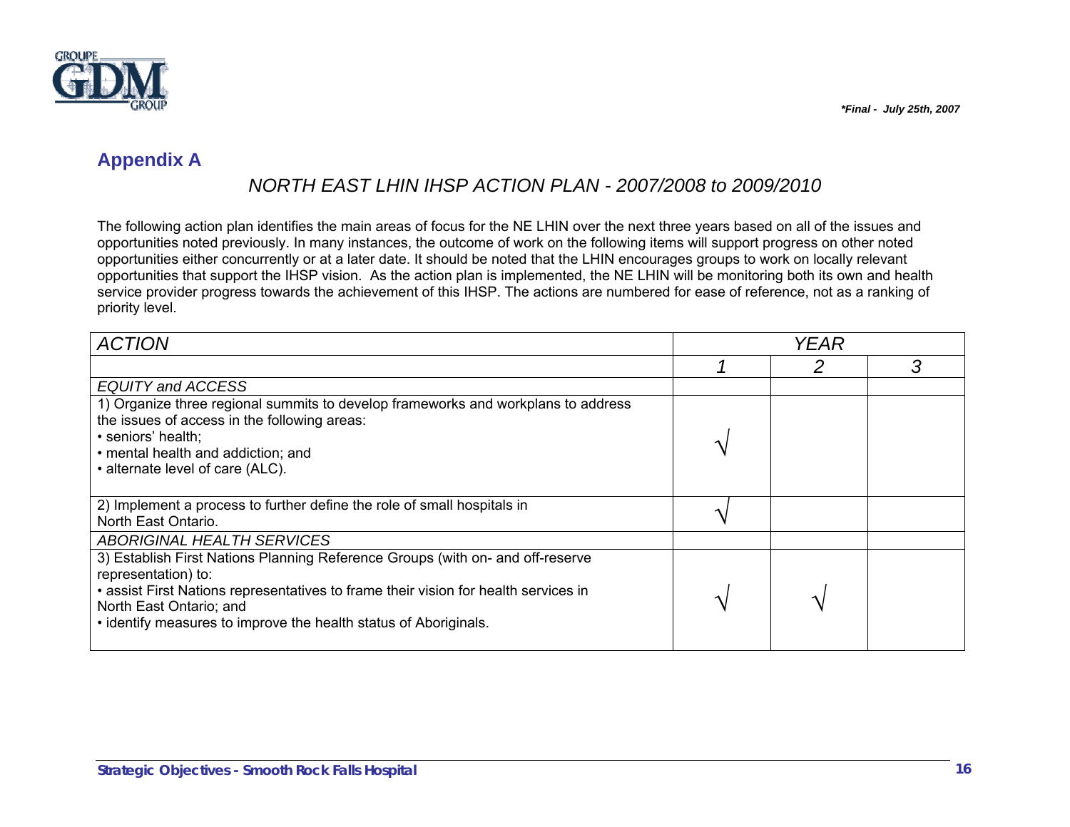## Appendix A

*NORTH EAST LHIN IHSP ACTION PLAN - 2007/2008 to 2009/2010*

The following action plan identifies the main areas of focus for the NE LHIN over the next three years based on all of the issues and opportunities noted previously. In many instances, the outcome of work on the following items will support progress on other noted opportunities either concurrently or at a later date. It should be noted that the LHIN encourages groups to work on locally relevant opportunities that support the IHSP vision. As the action plan is implemented, the NE LHIN will be monitoring both its own and health service provider progress towards the achievement of this IHSP. The actions are numbered for ease of reference, not as a ranking of priority level.

| *ACTION* | *YEAR* | | |
|---|---|---|---|
| | *1* | *2* | *3* |
| *EQUITY and ACCESS* | | | |
| 1) Organize three regional summits to develop frameworks and workplans to address the issues of access in the following areas:<br>• seniors' health;<br>• mental health and addiction; and<br>• alternate level of care (ALC). | √ | | |
| 2) Implement a process to further define the role of small hospitals in North East Ontario. | √ | | |
| *ABORIGINAL HEALTH SERVICES* | | | |
| 3) Establish First Nations Planning Reference Groups (with on- and off-reserve representation) to:<br>• assist First Nations representatives to frame their vision for health services in North East Ontario; and<br>• identify measures to improve the health status of Aboriginals. | √ | √ | |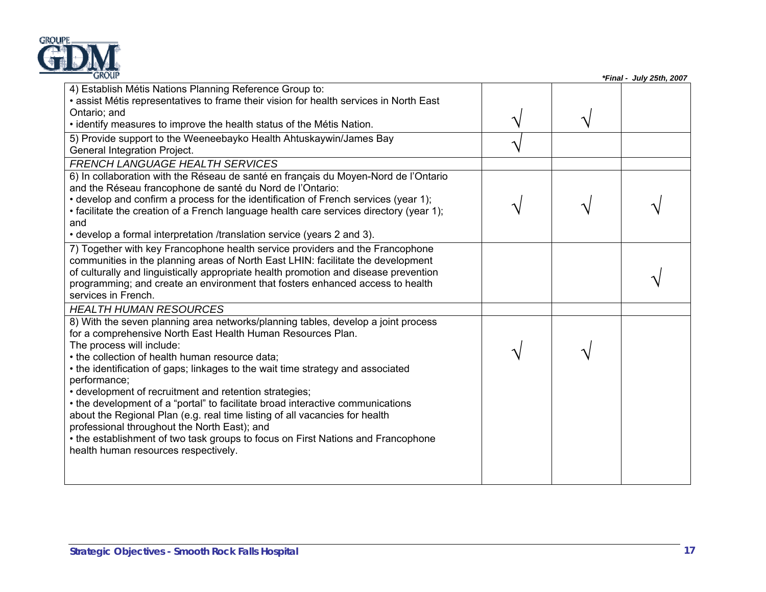*Final - July 25th, 2007

| | | | |
|---|---|---|---|
| 4) Establish Métis Nations Planning Reference Group to:<br>• assist Métis representatives to frame their vision for health services in North East Ontario; and<br>• identify measures to improve the health status of the Métis Nation. | √ | √ | |
| 5) Provide support to the Weeneebayko Health Ahtuskaywin/James Bay General Integration Project. | √ | | |
| *FRENCH LANGUAGE HEALTH SERVICES* | | | |
| 6) In collaboration with the Réseau de santé en français du Moyen-Nord de l'Ontario and the Réseau francophone de santé du Nord de l'Ontario:<br>• develop and confirm a process for the identification of French services (year 1);<br>• facilitate the creation of a French language health care services directory (year 1); and<br>• develop a formal interpretation /translation service (years 2 and 3). | √ | √ | √ |
| 7) Together with key Francophone health service providers and the Francophone communities in the planning areas of North East LHIN: facilitate the development of culturally and linguistically appropriate health promotion and disease prevention programming; and create an environment that fosters enhanced access to health services in French. | | | √ |
| *HEALTH HUMAN RESOURCES* | | | |
| 8) With the seven planning area networks/planning tables, develop a joint process for a comprehensive North East Health Human Resources Plan.<br>The process will include:<br>• the collection of health human resource data;<br>• the identification of gaps; linkages to the wait time strategy and associated performance;<br>• development of recruitment and retention strategies;<br>• the development of a "portal" to facilitate broad interactive communications about the Regional Plan (e.g. real time listing of all vacancies for health professional throughout the North East); and<br>• the establishment of two task groups to focus on First Nations and Francophone health human resources respectively. | √ | √ | |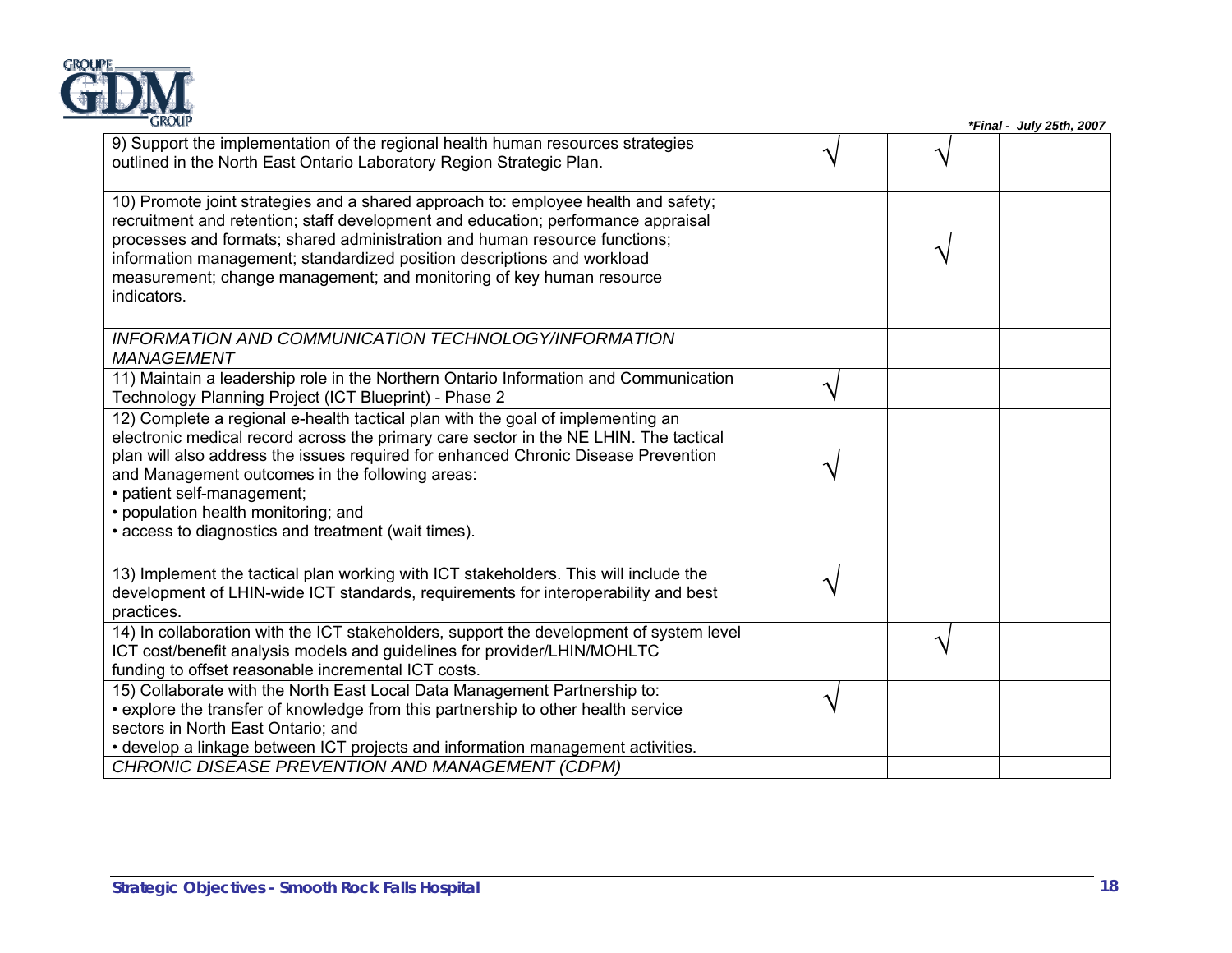| | | | |
|---|---|---|---|
| 9) Support the implementation of the regional health human resources strategies outlined in the North East Ontario Laboratory Region Strategic Plan. | √ | √ | |
| 10) Promote joint strategies and a shared approach to: employee health and safety; recruitment and retention; staff development and education; performance appraisal processes and formats; shared administration and human resource functions; information management; standardized position descriptions and workload measurement; change management; and monitoring of key human resource indicators. | | √ | |
| *INFORMATION AND COMMUNICATION TECHNOLOGY/INFORMATION MANAGEMENT* | | | |
| 11) Maintain a leadership role in the Northern Ontario Information and Communication Technology Planning Project (ICT Blueprint) - Phase 2 | √ | | |
| 12) Complete a regional e-health tactical plan with the goal of implementing an electronic medical record across the primary care sector in the NE LHIN. The tactical plan will also address the issues required for enhanced Chronic Disease Prevention and Management outcomes in the following areas:<br>• patient self-management;<br>• population health monitoring; and<br>• access to diagnostics and treatment (wait times). | √ | | |
| 13) Implement the tactical plan working with ICT stakeholders. This will include the development of LHIN-wide ICT standards, requirements for interoperability and best practices. | √ | | |
| 14) In collaboration with the ICT stakeholders, support the development of system level ICT cost/benefit analysis models and guidelines for provider/LHIN/MOHLTC funding to offset reasonable incremental ICT costs. | | √ | |
| 15) Collaborate with the North East Local Data Management Partnership to:<br>• explore the transfer of knowledge from this partnership to other health service sectors in North East Ontario; and<br>• develop a linkage between ICT projects and information management activities. | √ | | |
| *CHRONIC DISEASE PREVENTION AND MANAGEMENT (CDPM)* | | | |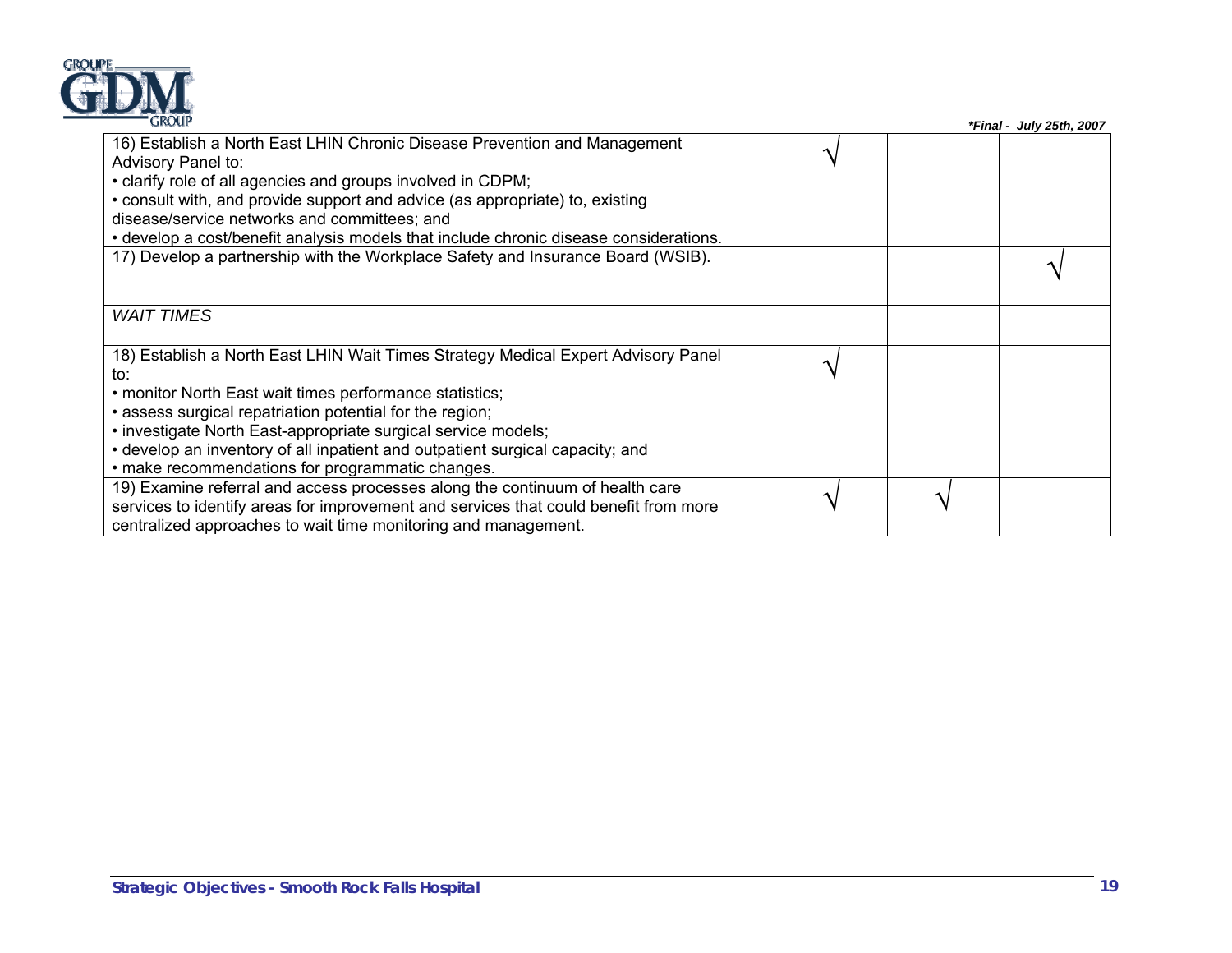*Final - July 25th, 2007

| | | | |
|---|---|---|---|
| 16) Establish a North East LHIN Chronic Disease Prevention and Management Advisory Panel to:<br>• clarify role of all agencies and groups involved in CDPM;<br>• consult with, and provide support and advice (as appropriate) to, existing disease/service networks and committees; and<br>• develop a cost/benefit analysis models that include chronic disease considerations. | √ | | |
| 17) Develop a partnership with the Workplace Safety and Insurance Board (WSIB). | | | √ |
| *WAIT TIMES* | | | |
| 18) Establish a North East LHIN Wait Times Strategy Medical Expert Advisory Panel to:<br>• monitor North East wait times performance statistics;<br>• assess surgical repatriation potential for the region;<br>• investigate North East-appropriate surgical service models;<br>• develop an inventory of all inpatient and outpatient surgical capacity; and<br>• make recommendations for programmatic changes. | √ | | |
| 19) Examine referral and access processes along the continuum of health care services to identify areas for improvement and services that could benefit from more centralized approaches to wait time monitoring and management. | √ | √ | |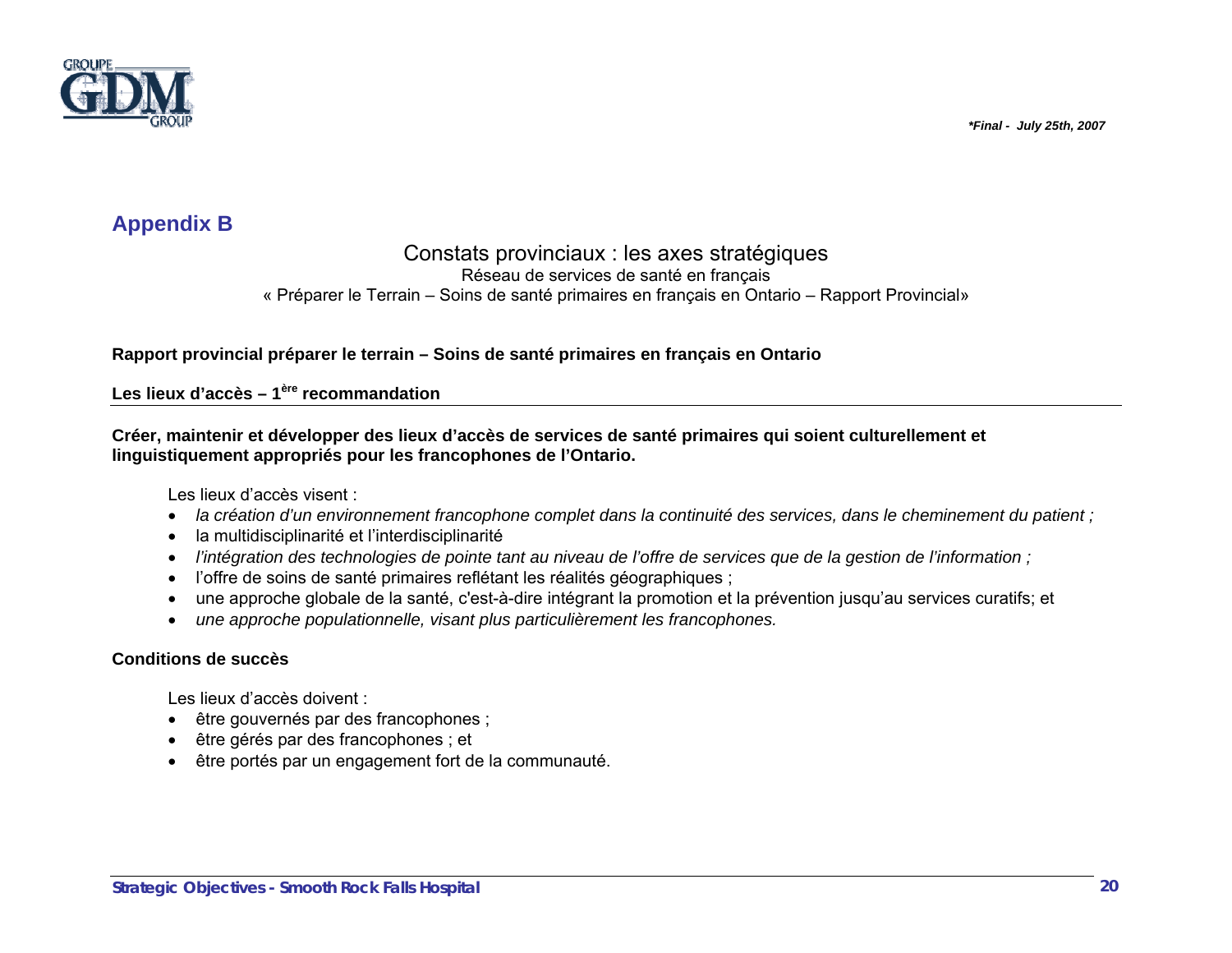## Appendix B

### Constats provinciaux : les axes stratégiques

Réseau de services de santé en français

« Préparer le Terrain – Soins de santé primaires en français en Ontario – Rapport Provincial»

**Rapport provincial préparer le terrain – Soins de santé primaires en français en Ontario**

**Les lieux d'accès – 1ère recommandation**

**Créer, maintenir et développer des lieux d'accès de services de santé primaires qui soient culturellement et linguistiquement appropriés pour les francophones de l'Ontario.**

Les lieux d'accès visent :

- *la création d'un environnement francophone complet dans la continuité des services, dans le cheminement du patient ;*
- la multidisciplinarité et l'interdisciplinarité
- *l'intégration des technologies de pointe tant au niveau de l'offre de services que de la gestion de l'information ;*
- l'offre de soins de santé primaires reflétant les réalités géographiques ;
- une approche globale de la santé, c'est-à-dire intégrant la promotion et la prévention jusqu'au services curatifs; et
- *une approche populationnelle, visant plus particulièrement les francophones.*

**Conditions de succès**

Les lieux d'accès doivent :

- être gouvernés par des francophones ;
- être gérés par des francophones ; et
- être portés par un engagement fort de la communauté.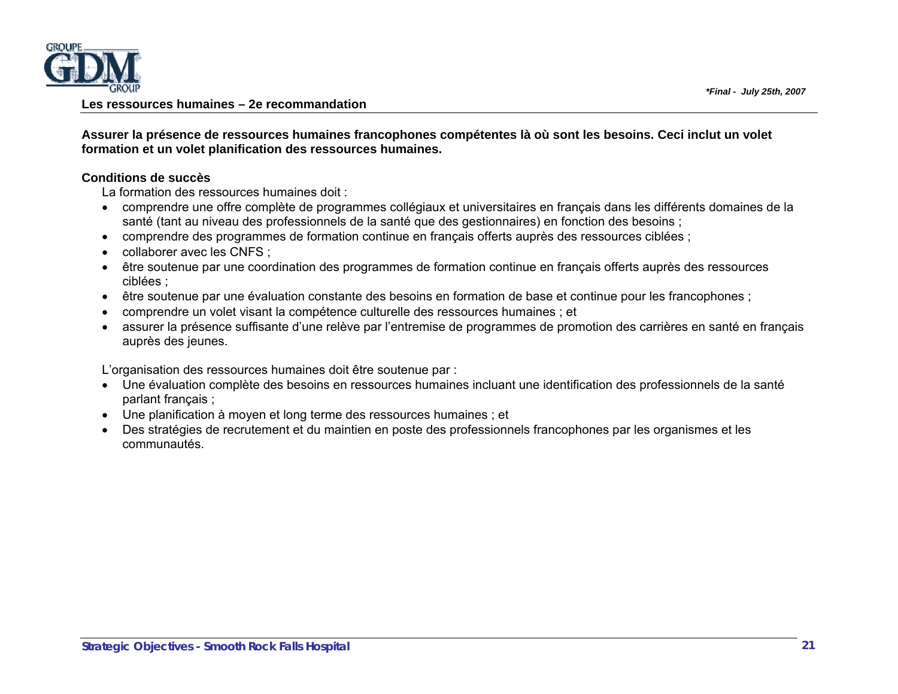## Les ressources humaines – 2e recommandation

**Assurer la présence de ressources humaines francophones compétentes là où sont les besoins. Ceci inclut un volet formation et un volet planification des ressources humaines.**

**Conditions de succès**

La formation des ressources humaines doit :

- comprendre une offre complète de programmes collégiaux et universitaires en français dans les différents domaines de la santé (tant au niveau des professionnels de la santé que des gestionnaires) en fonction des besoins ;
- comprendre des programmes de formation continue en français offerts auprès des ressources ciblées ;
- collaborer avec les CNFS ;
- être soutenue par une coordination des programmes de formation continue en français offerts auprès des ressources ciblées ;
- être soutenue par une évaluation constante des besoins en formation de base et continue pour les francophones ;
- comprendre un volet visant la compétence culturelle des ressources humaines ; et
- assurer la présence suffisante d'une relève par l'entremise de programmes de promotion des carrières en santé en français auprès des jeunes.

L'organisation des ressources humaines doit être soutenue par :

- Une évaluation complète des besoins en ressources humaines incluant une identification des professionnels de la santé parlant français ;
- Une planification à moyen et long terme des ressources humaines ; et
- Des stratégies de recrutement et du maintien en poste des professionnels francophones par les organismes et les communautés.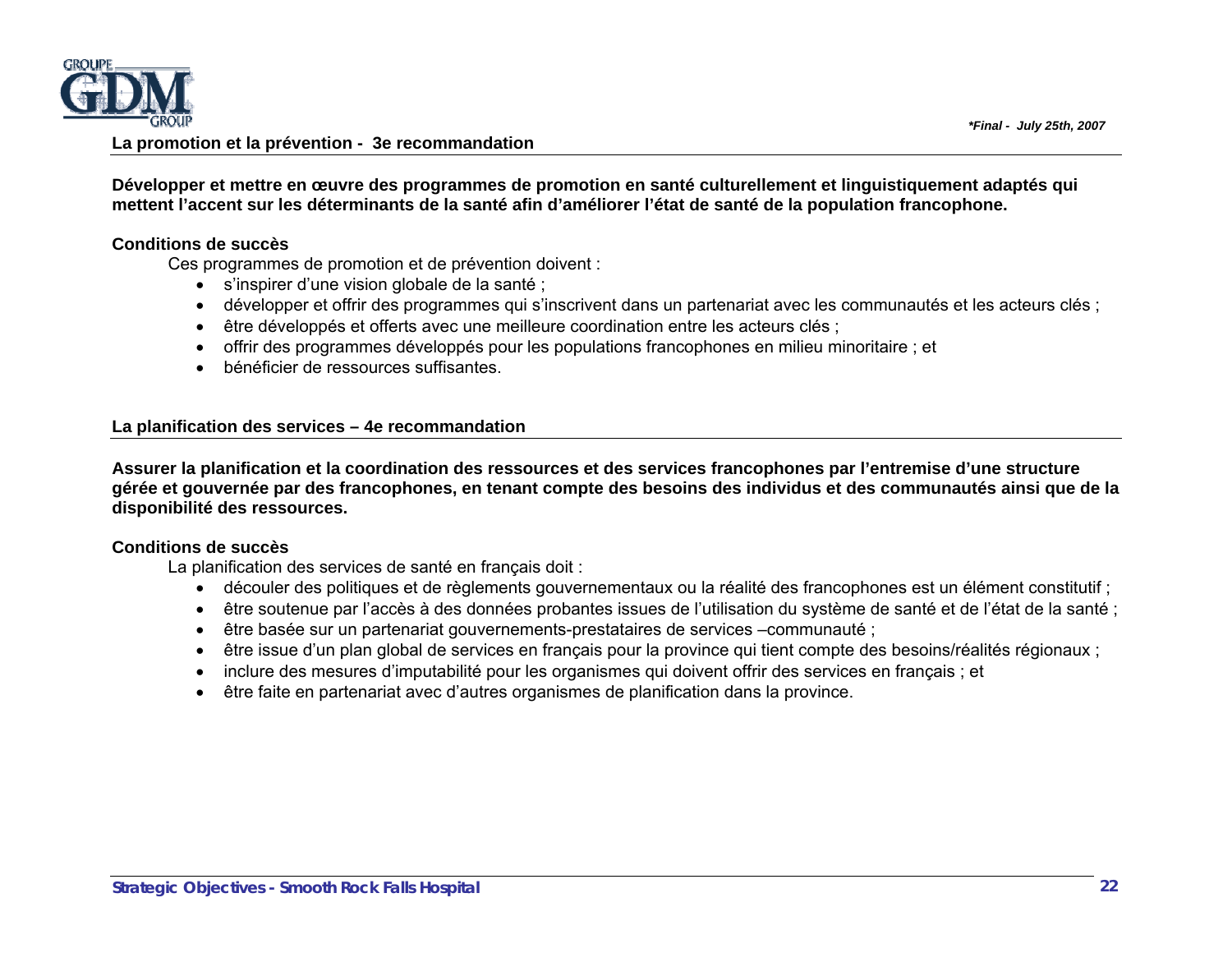## La promotion et la prévention - 3e recommandation

**Développer et mettre en œuvre des programmes de promotion en santé culturellement et linguistiquement adaptés qui mettent l'accent sur les déterminants de la santé afin d'améliorer l'état de santé de la population francophone.**

**Conditions de succès**

Ces programmes de promotion et de prévention doivent :

- s'inspirer d'une vision globale de la santé ;
- développer et offrir des programmes qui s'inscrivent dans un partenariat avec les communautés et les acteurs clés ;
- être développés et offerts avec une meilleure coordination entre les acteurs clés ;
- offrir des programmes développés pour les populations francophones en milieu minoritaire ; et
- bénéficier de ressources suffisantes.

## La planification des services – 4e recommandation

**Assurer la planification et la coordination des ressources et des services francophones par l'entremise d'une structure gérée et gouvernée par des francophones, en tenant compte des besoins des individus et des communautés ainsi que de la disponibilité des ressources.**

**Conditions de succès**

La planification des services de santé en français doit :

- découler des politiques et de règlements gouvernementaux ou la réalité des francophones est un élément constitutif ;
- être soutenue par l'accès à des données probantes issues de l'utilisation du système de santé et de l'état de la santé ;
- être basée sur un partenariat gouvernements-prestataires de services –communauté ;
- être issue d'un plan global de services en français pour la province qui tient compte des besoins/réalités régionaux ;
- inclure des mesures d'imputabilité pour les organismes qui doivent offrir des services en français ; et
- être faite en partenariat avec d'autres organismes de planification dans la province.